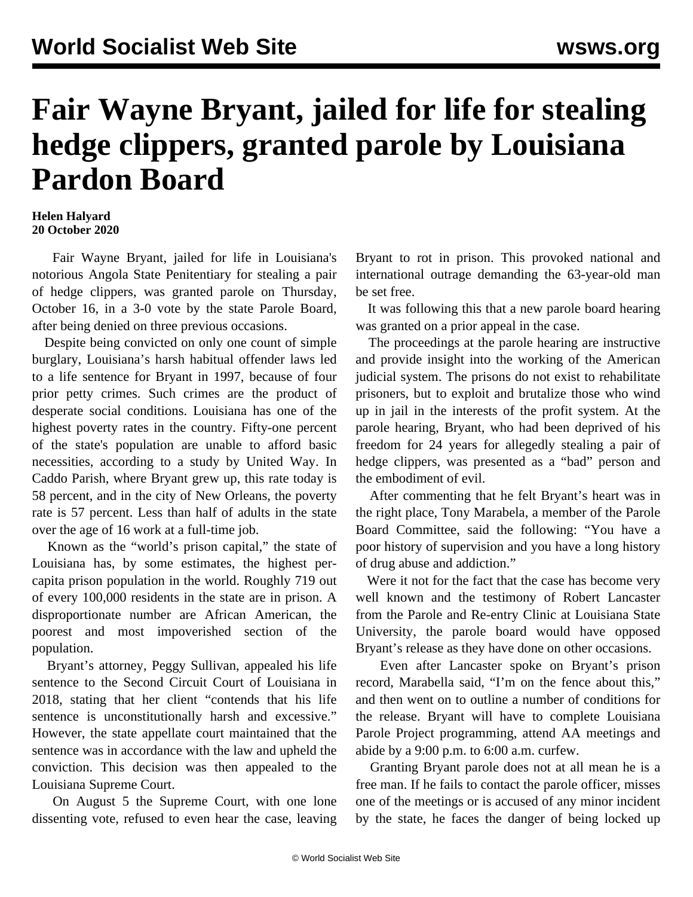# Fair Wayne Bryant, jailed for life for stealing hedge clippers, granted parole by Louisiana Pardon Board

**Helen Halyard**
**20 October 2020**

Fair Wayne Bryant, jailed for life in Louisiana's notorious Angola State Penitentiary for stealing a pair of hedge clippers, was granted parole on Thursday, October 16, in a 3-0 vote by the state Parole Board, after being denied on three previous occasions.

Despite being convicted on only one count of simple burglary, Louisiana's harsh habitual offender laws led to a life sentence for Bryant in 1997, because of four prior petty crimes. Such crimes are the product of desperate social conditions. Louisiana has one of the highest poverty rates in the country. Fifty-one percent of the state's population are unable to afford basic necessities, according to a study by United Way. In Caddo Parish, where Bryant grew up, this rate today is 58 percent, and in the city of New Orleans, the poverty rate is 57 percent. Less than half of adults in the state over the age of 16 work at a full-time job.

Known as the "world's prison capital," the state of Louisiana has, by some estimates, the highest per-capita prison population in the world. Roughly 719 out of every 100,000 residents in the state are in prison. A disproportionate number are African American, the poorest and most impoverished section of the population.

Bryant's attorney, Peggy Sullivan, appealed his life sentence to the Second Circuit Court of Louisiana in 2018, stating that her client "contends that his life sentence is unconstitutionally harsh and excessive." However, the state appellate court maintained that the sentence was in accordance with the law and upheld the conviction. This decision was then appealed to the Louisiana Supreme Court.

On August 5 the Supreme Court, with one lone dissenting vote, refused to even hear the case, leaving Bryant to rot in prison. This provoked national and international outrage demanding the 63-year-old man be set free.

It was following this that a new parole board hearing was granted on a prior appeal in the case.

The proceedings at the parole hearing are instructive and provide insight into the working of the American judicial system. The prisons do not exist to rehabilitate prisoners, but to exploit and brutalize those who wind up in jail in the interests of the profit system. At the parole hearing, Bryant, who had been deprived of his freedom for 24 years for allegedly stealing a pair of hedge clippers, was presented as a "bad" person and the embodiment of evil.

After commenting that he felt Bryant's heart was in the right place, Tony Marabela, a member of the Parole Board Committee, said the following: "You have a poor history of supervision and you have a long history of drug abuse and addiction."

Were it not for the fact that the case has become very well known and the testimony of Robert Lancaster from the Parole and Re-entry Clinic at Louisiana State University, the parole board would have opposed Bryant's release as they have done on other occasions.

Even after Lancaster spoke on Bryant's prison record, Marabella said, "I'm on the fence about this," and then went on to outline a number of conditions for the release. Bryant will have to complete Louisiana Parole Project programming, attend AA meetings and abide by a 9:00 p.m. to 6:00 a.m. curfew.

Granting Bryant parole does not at all mean he is a free man. If he fails to contact the parole officer, misses one of the meetings or is accused of any minor incident by the state, he faces the danger of being locked up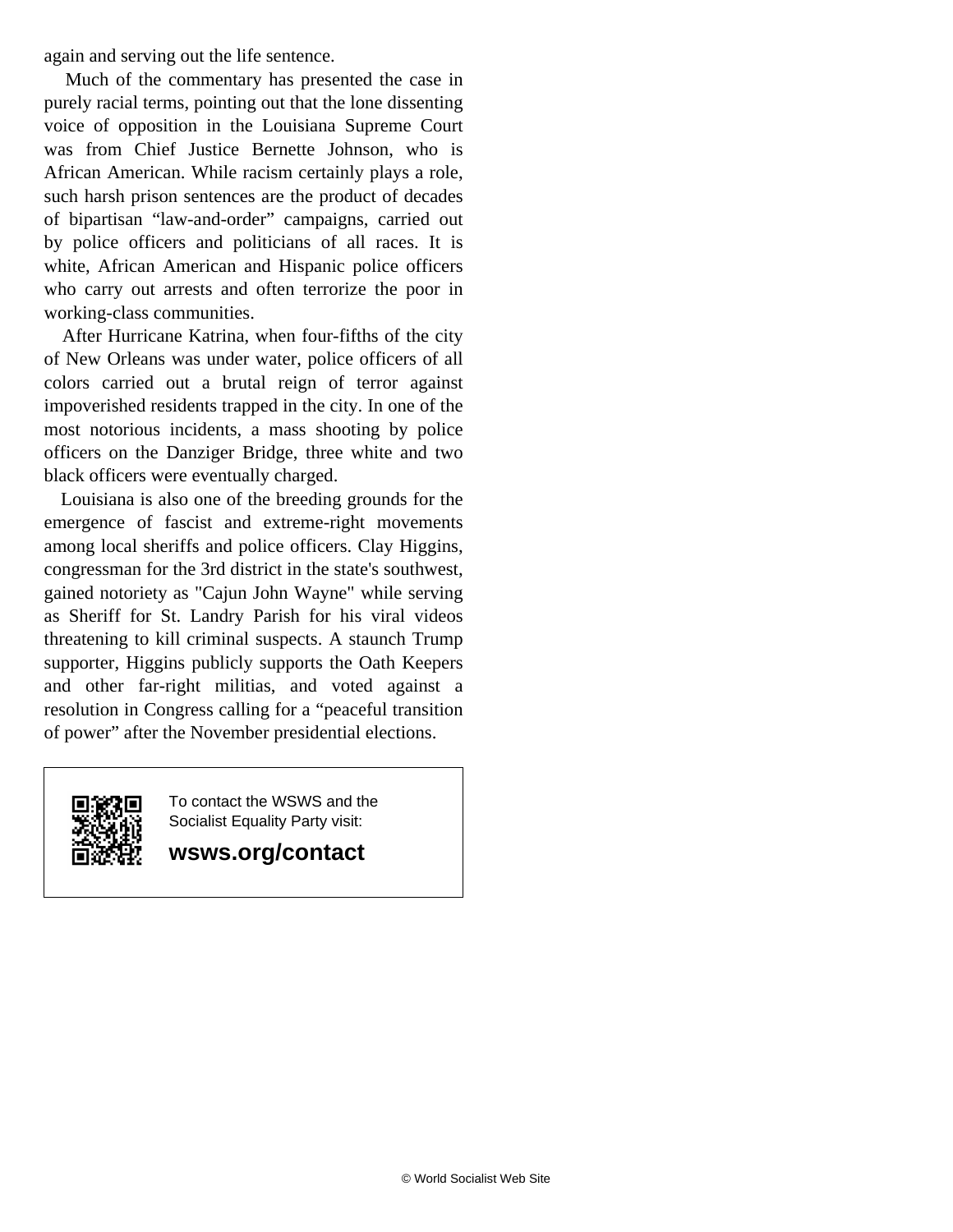again and serving out the life sentence.

Much of the commentary has presented the case in purely racial terms, pointing out that the lone dissenting voice of opposition in the Louisiana Supreme Court was from Chief Justice Bernette Johnson, who is African American. While racism certainly plays a role, such harsh prison sentences are the product of decades of bipartisan "law-and-order" campaigns, carried out by police officers and politicians of all races. It is white, African American and Hispanic police officers who carry out arrests and often terrorize the poor in working-class communities.

After Hurricane Katrina, when four-fifths of the city of New Orleans was under water, police officers of all colors carried out a brutal reign of terror against impoverished residents trapped in the city. In one of the most notorious incidents, a mass shooting by police officers on the Danziger Bridge, three white and two black officers were eventually charged.

Louisiana is also one of the breeding grounds for the emergence of fascist and extreme-right movements among local sheriffs and police officers. Clay Higgins, congressman for the 3rd district in the state's southwest, gained notoriety as "Cajun John Wayne" while serving as Sheriff for St. Landry Parish for his viral videos threatening to kill criminal suspects. A staunch Trump supporter, Higgins publicly supports the Oath Keepers and other far-right militias, and voted against a resolution in Congress calling for a "peaceful transition of power" after the November presidential elections.

To contact the WSWS and the Socialist Equality Party visit:

**wsws.org/contact**